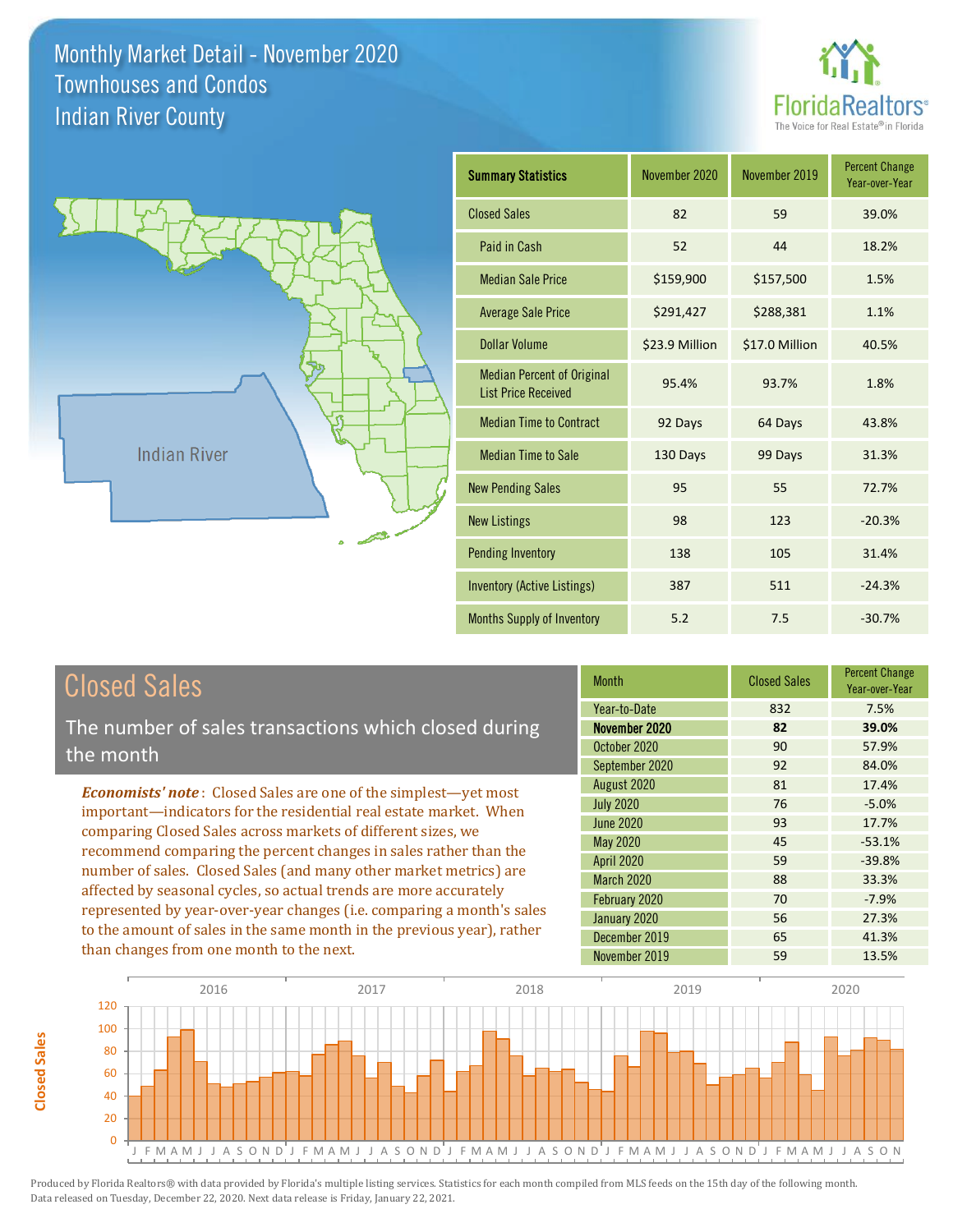# Monthly Market Detail - November 2020
## Townhouses and Condos
## Indian River County

FloridaRealtors® The Voice for Real Estate® in Florida

| Summary Statistics | November 2020 | November 2019 | Percent Change Year-over-Year |
|---|---|---|---|
| Closed Sales | 82 | 59 | 39.0% |
| Paid in Cash | 52 | 44 | 18.2% |
| Median Sale Price | $159,900 | $157,500 | 1.5% |
| Average Sale Price | $291,427 | $288,381 | 1.1% |
| Dollar Volume | $23.9 Million | $17.0 Million | 40.5% |
| Median Percent of Original List Price Received | 95.4% | 93.7% | 1.8% |
| Median Time to Contract | 92 Days | 64 Days | 43.8% |
| Median Time to Sale | 130 Days | 99 Days | 31.3% |
| New Pending Sales | 95 | 55 | 72.7% |
| New Listings | 98 | 123 | -20.3% |
| Pending Inventory | 138 | 105 | 31.4% |
| Inventory (Active Listings) | 387 | 511 | -24.3% |
| Months Supply of Inventory | 5.2 | 7.5 | -30.7% |

## Closed Sales

The number of sales transactions which closed during the month

*Economists' note*: Closed Sales are one of the simplest—yet most important—indicators for the residential real estate market. When comparing Closed Sales across markets of different sizes, we recommend comparing the percent changes in sales rather than the number of sales. Closed Sales (and many other market metrics) are affected by seasonal cycles, so actual trends are more accurately represented by year-over-year changes (i.e. comparing a month's sales to the amount of sales in the same month in the previous year), rather than changes from one month to the next.

| Month | Closed Sales | Percent Change Year-over-Year |
|---|---|---|
| Year-to-Date | 832 | 7.5% |
| **November 2020** | **82** | **39.0%** |
| October 2020 | 90 | 57.9% |
| September 2020 | 92 | 84.0% |
| August 2020 | 81 | 17.4% |
| July 2020 | 76 | -5.0% |
| June 2020 | 93 | 17.7% |
| May 2020 | 45 | -53.1% |
| April 2020 | 59 | -39.8% |
| March 2020 | 88 | 33.3% |
| February 2020 | 70 | -7.9% |
| January 2020 | 56 | 27.3% |
| December 2019 | 65 | 41.3% |
| November 2019 | 59 | 13.5% |

Produced by Florida Realtors® with data provided by Florida's multiple listing services. Statistics for each month compiled from MLS feeds on the 15th day of the following month. Data released on Tuesday, December 22, 2020. Next data release is Friday, January 22, 2021.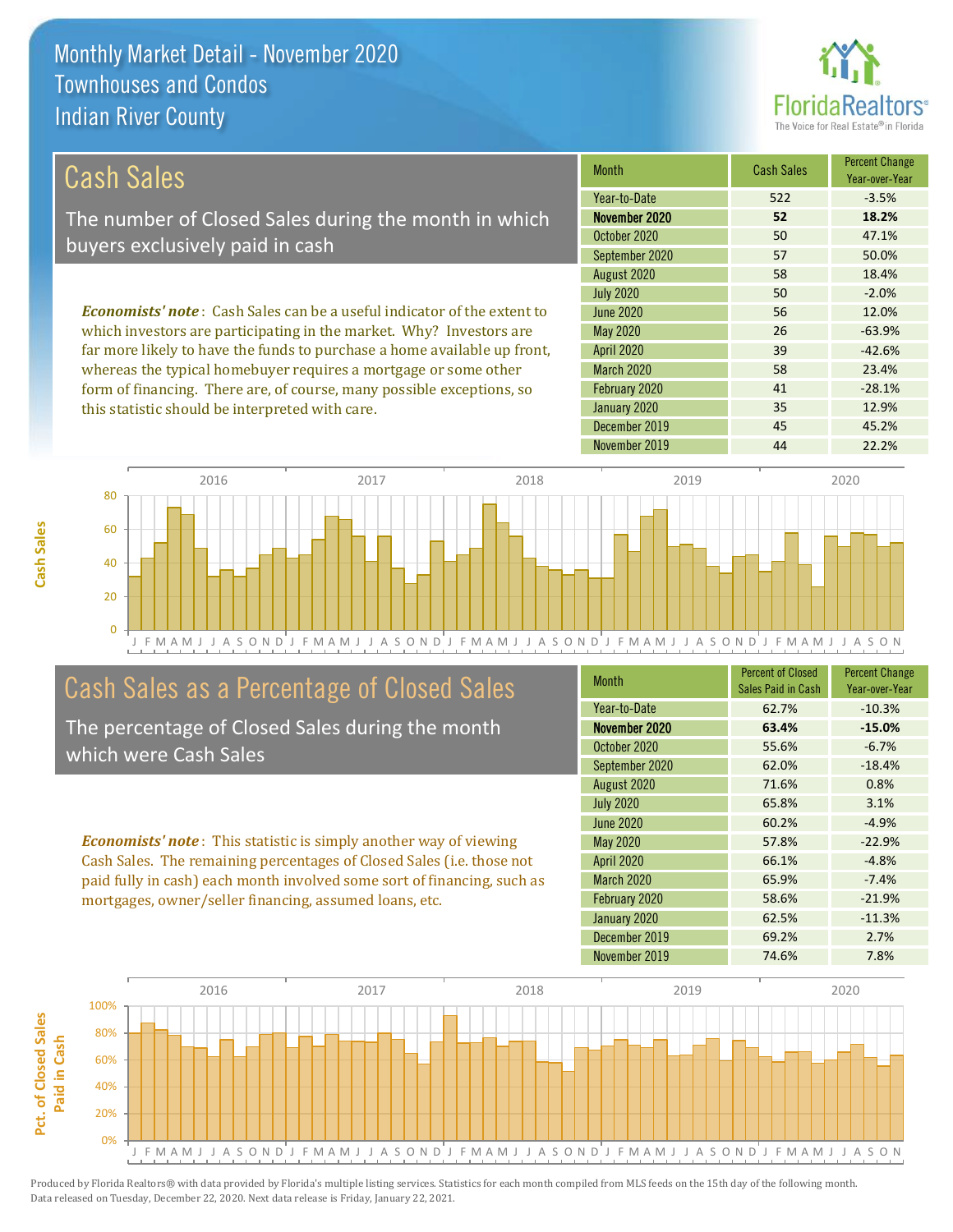# Monthly Market Detail - November 2020
## Townhouses and Condos
## Indian River County

## Cash Sales

The number of Closed Sales during the month in which buyers exclusively paid in cash

*Economists' note*: Cash Sales can be a useful indicator of the extent to which investors are participating in the market. Why? Investors are far more likely to have the funds to purchase a home available up front, whereas the typical homebuyer requires a mortgage or some other form of financing. There are, of course, many possible exceptions, so this statistic should be interpreted with care.

| Month | Cash Sales | Percent Change Year-over-Year |
|---|---|---|
| Year-to-Date | 522 | -3.5% |
| **November 2020** | **52** | **18.2%** |
| October 2020 | 50 | 47.1% |
| September 2020 | 57 | 50.0% |
| August 2020 | 58 | 18.4% |
| July 2020 | 50 | -2.0% |
| June 2020 | 56 | 12.0% |
| May 2020 | 26 | -63.9% |
| April 2020 | 39 | -42.6% |
| March 2020 | 58 | 23.4% |
| February 2020 | 41 | -28.1% |
| January 2020 | 35 | 12.9% |
| December 2019 | 45 | 45.2% |
| November 2019 | 44 | 22.2% |

## Cash Sales as a Percentage of Closed Sales

The percentage of Closed Sales during the month which were Cash Sales

*Economists' note*: This statistic is simply another way of viewing Cash Sales. The remaining percentages of Closed Sales (i.e. those not paid fully in cash) each month involved some sort of financing, such as mortgages, owner/seller financing, assumed loans, etc.

| Month | Percent of Closed Sales Paid in Cash | Percent Change Year-over-Year |
|---|---|---|
| Year-to-Date | 62.7% | -10.3% |
| **November 2020** | **63.4%** | **-15.0%** |
| October 2020 | 55.6% | -6.7% |
| September 2020 | 62.0% | -18.4% |
| August 2020 | 71.6% | 0.8% |
| July 2020 | 65.8% | 3.1% |
| June 2020 | 60.2% | -4.9% |
| May 2020 | 57.8% | -22.9% |
| April 2020 | 66.1% | -4.8% |
| March 2020 | 65.9% | -7.4% |
| February 2020 | 58.6% | -21.9% |
| January 2020 | 62.5% | -11.3% |
| December 2019 | 69.2% | 2.7% |
| November 2019 | 74.6% | 7.8% |

Produced by Florida Realtors® with data provided by Florida's multiple listing services. Statistics for each month compiled from MLS feeds on the 15th day of the following month. Data released on Tuesday, December 22, 2020. Next data release is Friday, January 22, 2021.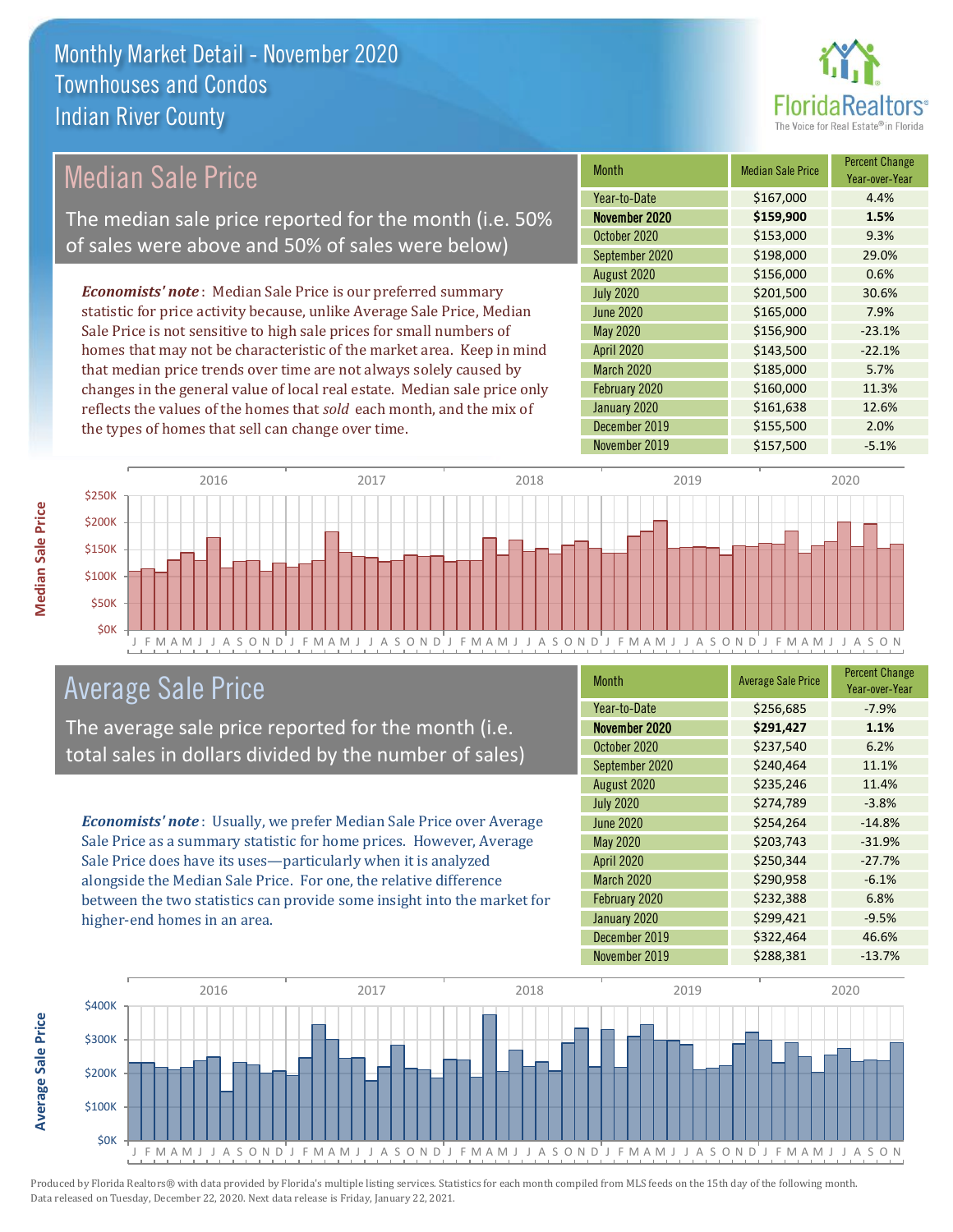# Monthly Market Detail - November 2020
## Townhouses and Condos
## Indian River County

## Median Sale Price

The median sale price reported for the month (i.e. 50% of sales were above and 50% of sales were below)

*Economists' note*: Median Sale Price is our preferred summary statistic for price activity because, unlike Average Sale Price, Median Sale Price is not sensitive to high sale prices for small numbers of homes that may not be characteristic of the market area. Keep in mind that median price trends over time are not always solely caused by changes in the general value of local real estate. Median sale price only reflects the values of the homes that *sold* each month, and the mix of the types of homes that sell can change over time.

| Month | Median Sale Price | Percent Change Year-over-Year |
|---|---|---|
| Year-to-Date | $167,000 | 4.4% |
| **November 2020** | **$159,900** | **1.5%** |
| October 2020 | $153,000 | 9.3% |
| September 2020 | $198,000 | 29.0% |
| August 2020 | $156,000 | 0.6% |
| July 2020 | $201,500 | 30.6% |
| June 2020 | $165,000 | 7.9% |
| May 2020 | $156,900 | -23.1% |
| April 2020 | $143,500 | -22.1% |
| March 2020 | $185,000 | 5.7% |
| February 2020 | $160,000 | 11.3% |
| January 2020 | $161,638 | 12.6% |
| December 2019 | $155,500 | 2.0% |
| November 2019 | $157,500 | -5.1% |

## Average Sale Price

The average sale price reported for the month (i.e. total sales in dollars divided by the number of sales)

*Economists' note*: Usually, we prefer Median Sale Price over Average Sale Price as a summary statistic for home prices. However, Average Sale Price does have its uses—particularly when it is analyzed alongside the Median Sale Price. For one, the relative difference between the two statistics can provide some insight into the market for higher-end homes in an area.

| Month | Average Sale Price | Percent Change Year-over-Year |
|---|---|---|
| Year-to-Date | $256,685 | -7.9% |
| **November 2020** | **$291,427** | **1.1%** |
| October 2020 | $237,540 | 6.2% |
| September 2020 | $240,464 | 11.1% |
| August 2020 | $235,246 | 11.4% |
| July 2020 | $274,789 | -3.8% |
| June 2020 | $254,264 | -14.8% |
| May 2020 | $203,743 | -31.9% |
| April 2020 | $250,344 | -27.7% |
| March 2020 | $290,958 | -6.1% |
| February 2020 | $232,388 | 6.8% |
| January 2020 | $299,421 | -9.5% |
| December 2019 | $322,464 | 46.6% |
| November 2019 | $288,381 | -13.7% |

Produced by Florida Realtors® with data provided by Florida's multiple listing services. Statistics for each month compiled from MLS feeds on the 15th day of the following month. Data released on Tuesday, December 22, 2020. Next data release is Friday, January 22, 2021.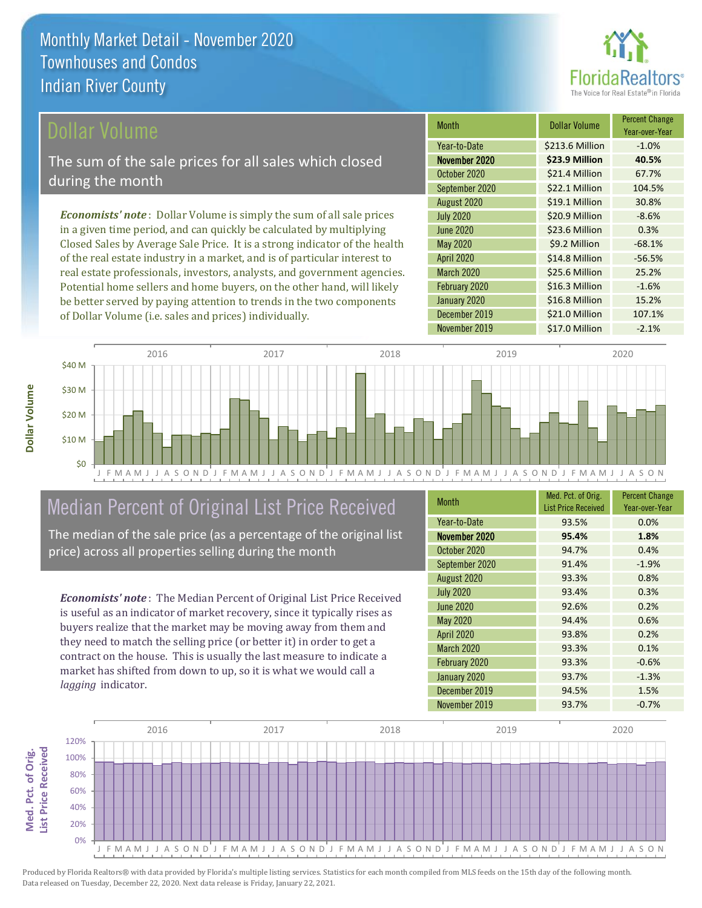# Monthly Market Detail - November 2020
## Townhouses and Condos
## Indian River County

## Dollar Volume

The sum of the sale prices for all sales which closed during the month

*Economists' note*: Dollar Volume is simply the sum of all sale prices in a given time period, and can quickly be calculated by multiplying Closed Sales by Average Sale Price. It is a strong indicator of the health of the real estate industry in a market, and is of particular interest to real estate professionals, investors, analysts, and government agencies. Potential home sellers and home buyers, on the other hand, will likely be better served by paying attention to trends in the two components of Dollar Volume (i.e. sales and prices) individually.

| Month | Dollar Volume | Percent Change Year-over-Year |
|---|---|---|
| Year-to-Date | $213.6 Million | -1.0% |
| **November 2020** | **$23.9 Million** | **40.5%** |
| October 2020 | $21.4 Million | 67.7% |
| September 2020 | $22.1 Million | 104.5% |
| August 2020 | $19.1 Million | 30.8% |
| July 2020 | $20.9 Million | -8.6% |
| June 2020 | $23.6 Million | 0.3% |
| May 2020 | $9.2 Million | -68.1% |
| April 2020 | $14.8 Million | -56.5% |
| March 2020 | $25.6 Million | 25.2% |
| February 2020 | $16.3 Million | -1.6% |
| January 2020 | $16.8 Million | 15.2% |
| December 2019 | $21.0 Million | 107.1% |
| November 2019 | $17.0 Million | -2.1% |

## Median Percent of Original List Price Received

The median of the sale price (as a percentage of the original list price) across all properties selling during the month

*Economists' note*: The Median Percent of Original List Price Received is useful as an indicator of market recovery, since it typically rises as buyers realize that the market may be moving away from them and they need to match the selling price (or better it) in order to get a contract on the house. This is usually the last measure to indicate a market has shifted from down to up, so it is what we would call a *lagging* indicator.

| Month | Med. Pct. of Orig. List Price Received | Percent Change Year-over-Year |
|---|---|---|
| Year-to-Date | 93.5% | 0.0% |
| **November 2020** | **95.4%** | **1.8%** |
| October 2020 | 94.7% | 0.4% |
| September 2020 | 91.4% | -1.9% |
| August 2020 | 93.3% | 0.8% |
| July 2020 | 93.4% | 0.3% |
| June 2020 | 92.6% | 0.2% |
| May 2020 | 94.4% | 0.6% |
| April 2020 | 93.8% | 0.2% |
| March 2020 | 93.3% | 0.1% |
| February 2020 | 93.3% | -0.6% |
| January 2020 | 93.7% | -1.3% |
| December 2019 | 94.5% | 1.5% |
| November 2019 | 93.7% | -0.7% |

Produced by Florida Realtors® with data provided by Florida's multiple listing services. Statistics for each month compiled from MLS feeds on the 15th day of the following month. Data released on Tuesday, December 22, 2020. Next data release is Friday, January 22, 2021.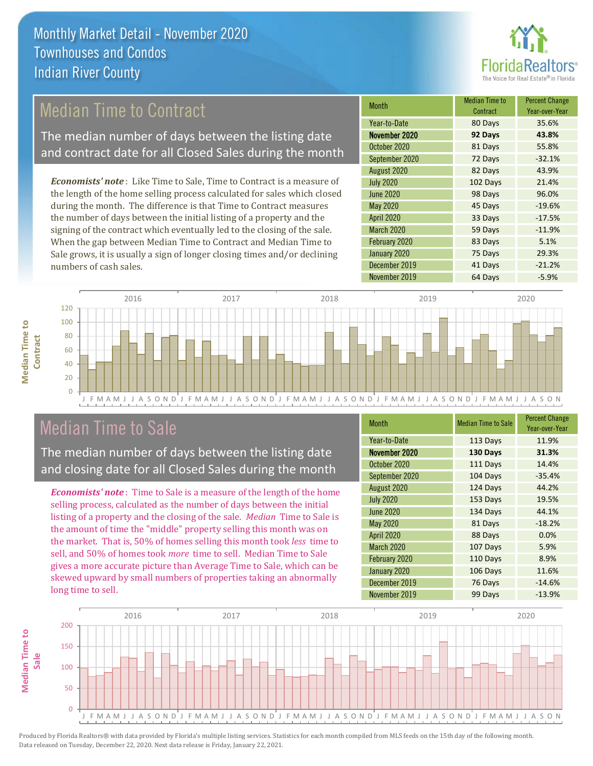# Monthly Market Detail - November 2020
## Townhouses and Condos
## Indian River County

## Median Time to Contract

The median number of days between the listing date and contract date for all Closed Sales during the month

*Economists' note*: Like Time to Sale, Time to Contract is a measure of the length of the home selling process calculated for sales which closed during the month. The difference is that Time to Contract measures the number of days between the initial listing of a property and the signing of the contract which eventually led to the closing of the sale. When the gap between Median Time to Contract and Median Time to Sale grows, it is usually a sign of longer closing times and/or declining numbers of cash sales.

| Month | Median Time to Contract | Percent Change Year-over-Year |
|---|---|---|
| Year-to-Date | 80 Days | 35.6% |
| **November 2020** | **92 Days** | **43.8%** |
| October 2020 | 81 Days | 55.8% |
| September 2020 | 72 Days | -32.1% |
| August 2020 | 82 Days | 43.9% |
| July 2020 | 102 Days | 21.4% |
| June 2020 | 98 Days | 96.0% |
| May 2020 | 45 Days | -19.6% |
| April 2020 | 33 Days | -17.5% |
| March 2020 | 59 Days | -11.9% |
| February 2020 | 83 Days | 5.1% |
| January 2020 | 75 Days | 29.3% |
| December 2019 | 41 Days | -21.2% |
| November 2019 | 64 Days | -5.9% |

## Median Time to Sale

The median number of days between the listing date and closing date for all Closed Sales during the month

*Economists' note*: Time to Sale is a measure of the length of the home selling process, calculated as the number of days between the initial listing of a property and the closing of the sale. *Median* Time to Sale is the amount of time the "middle" property selling this month was on the market. That is, 50% of homes selling this month took *less* time to sell, and 50% of homes took *more* time to sell. Median Time to Sale gives a more accurate picture than Average Time to Sale, which can be skewed upward by small numbers of properties taking an abnormally long time to sell.

| Month | Median Time to Sale | Percent Change Year-over-Year |
|---|---|---|
| Year-to-Date | 113 Days | 11.9% |
| **November 2020** | **130 Days** | **31.3%** |
| October 2020 | 111 Days | 14.4% |
| September 2020 | 104 Days | -35.4% |
| August 2020 | 124 Days | 44.2% |
| July 2020 | 153 Days | 19.5% |
| June 2020 | 134 Days | 44.1% |
| May 2020 | 81 Days | -18.2% |
| April 2020 | 88 Days | 0.0% |
| March 2020 | 107 Days | 5.9% |
| February 2020 | 110 Days | 8.9% |
| January 2020 | 106 Days | 11.6% |
| December 2019 | 76 Days | -14.6% |
| November 2019 | 99 Days | -13.9% |

Produced by Florida Realtors® with data provided by Florida's multiple listing services. Statistics for each month compiled from MLS feeds on the 15th day of the following month. Data released on Tuesday, December 22, 2020. Next data release is Friday, January 22, 2021.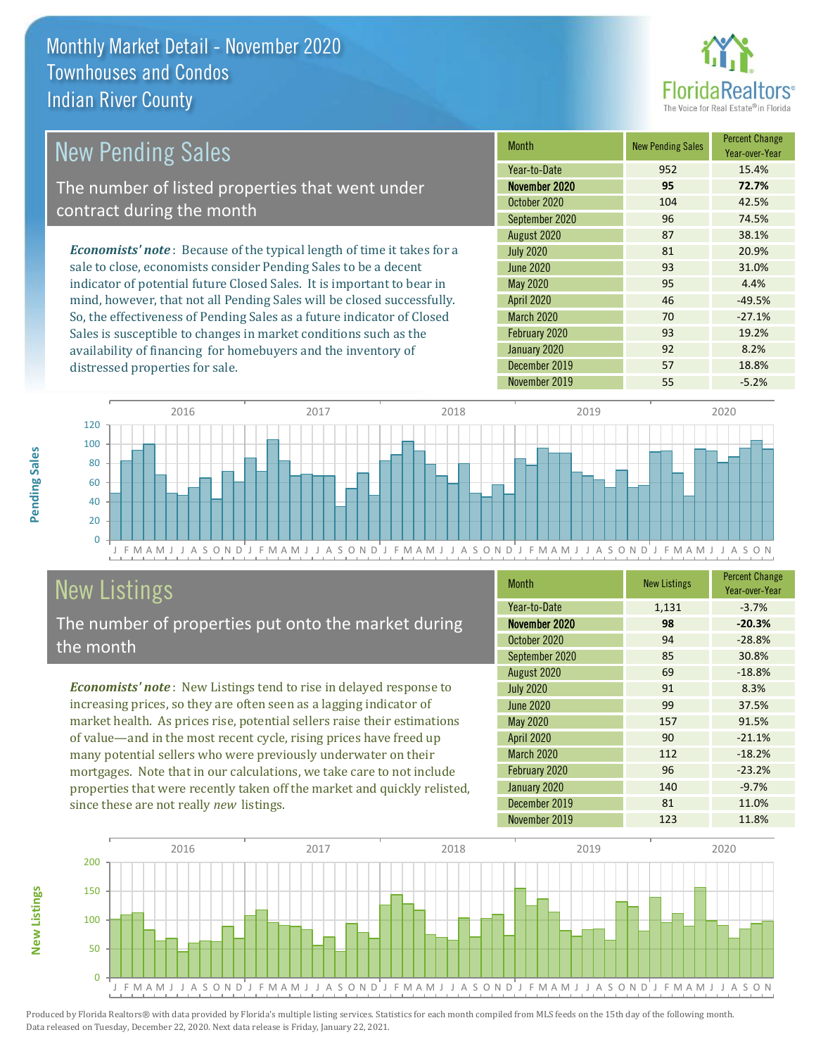# Monthly Market Detail - November 2020
## Townhouses and Condos
## Indian River County

## New Pending Sales

The number of listed properties that went under contract during the month

*Economists' note*: Because of the typical length of time it takes for a sale to close, economists consider Pending Sales to be a decent indicator of potential future Closed Sales. It is important to bear in mind, however, that not all Pending Sales will be closed successfully. So, the effectiveness of Pending Sales as a future indicator of Closed Sales is susceptible to changes in market conditions such as the availability of financing for homebuyers and the inventory of distressed properties for sale.

| Month | New Pending Sales | Percent Change Year-over-Year |
|---|---|---|
| Year-to-Date | 952 | 15.4% |
| **November 2020** | **95** | **72.7%** |
| October 2020 | 104 | 42.5% |
| September 2020 | 96 | 74.5% |
| August 2020 | 87 | 38.1% |
| July 2020 | 81 | 20.9% |
| June 2020 | 93 | 31.0% |
| May 2020 | 95 | 4.4% |
| April 2020 | 46 | -49.5% |
| March 2020 | 70 | -27.1% |
| February 2020 | 93 | 19.2% |
| January 2020 | 92 | 8.2% |
| December 2019 | 57 | 18.8% |
| November 2019 | 55 | -5.2% |

## New Listings

The number of properties put onto the market during the month

*Economists' note*: New Listings tend to rise in delayed response to increasing prices, so they are often seen as a lagging indicator of market health. As prices rise, potential sellers raise their estimations of value—and in the most recent cycle, rising prices have freed up many potential sellers who were previously underwater on their mortgages. Note that in our calculations, we take care to not include properties that were recently taken off the market and quickly relisted, since these are not really *new* listings.

| Month | New Listings | Percent Change Year-over-Year |
|---|---|---|
| Year-to-Date | 1,131 | -3.7% |
| **November 2020** | **98** | **-20.3%** |
| October 2020 | 94 | -28.8% |
| September 2020 | 85 | 30.8% |
| August 2020 | 69 | -18.8% |
| July 2020 | 91 | 8.3% |
| June 2020 | 99 | 37.5% |
| May 2020 | 157 | 91.5% |
| April 2020 | 90 | -21.1% |
| March 2020 | 112 | -18.2% |
| February 2020 | 96 | -23.2% |
| January 2020 | 140 | -9.7% |
| December 2019 | 81 | 11.0% |
| November 2019 | 123 | 11.8% |

Produced by Florida Realtors® with data provided by Florida's multiple listing services. Statistics for each month compiled from MLS feeds on the 15th day of the following month. Data released on Tuesday, December 22, 2020. Next data release is Friday, January 22, 2021.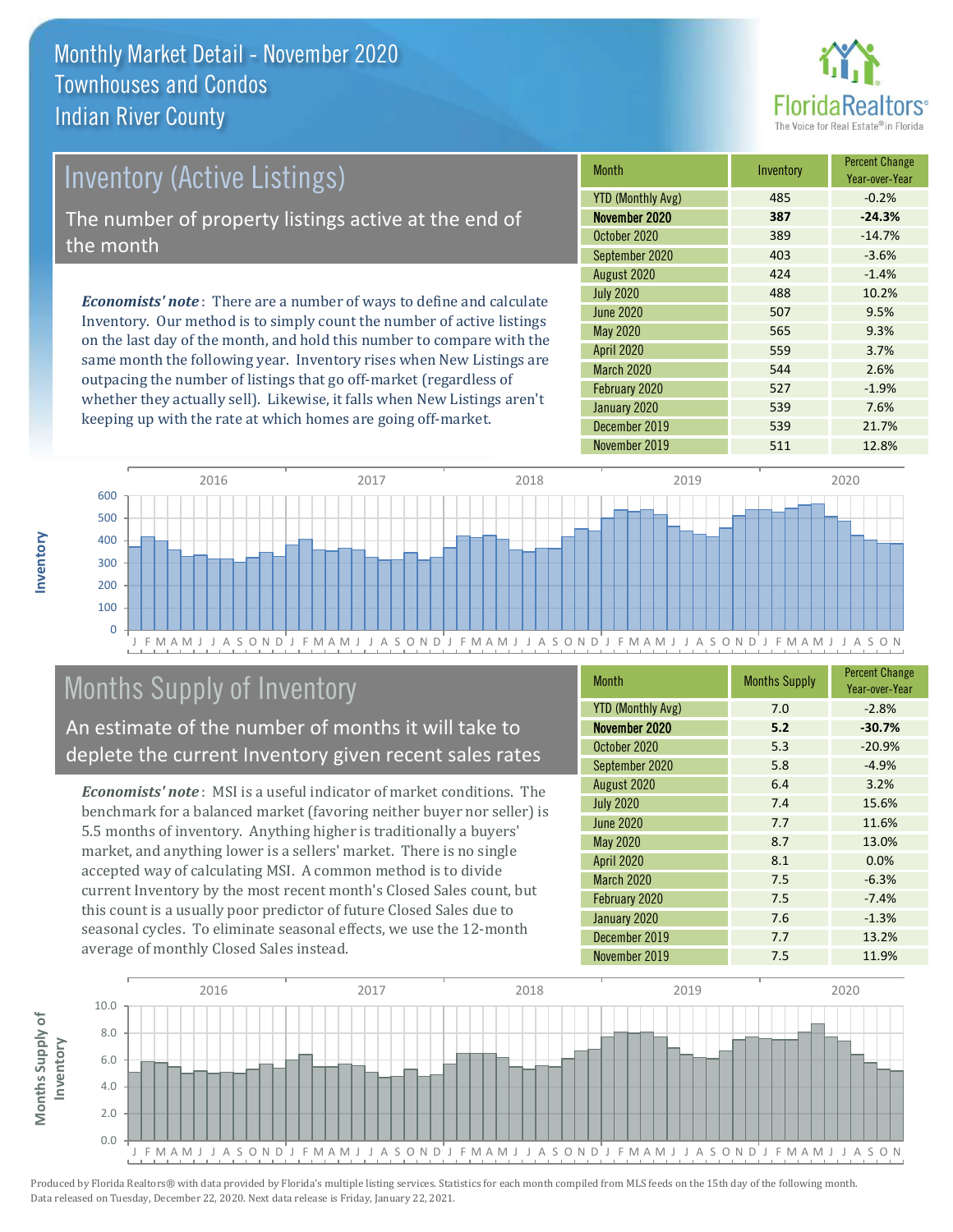# Monthly Market Detail - November 2020
## Townhouses and Condos
## Indian River County

## Inventory (Active Listings)

The number of property listings active at the end of the month

*Economists' note*: There are a number of ways to define and calculate Inventory. Our method is to simply count the number of active listings on the last day of the month, and hold this number to compare with the same month the following year. Inventory rises when New Listings are outpacing the number of listings that go off-market (regardless of whether they actually sell). Likewise, it falls when New Listings aren't keeping up with the rate at which homes are going off-market.

| Month | Inventory | Percent Change Year-over-Year |
|---|---|---|
| YTD (Monthly Avg) | 485 | -0.2% |
| **November 2020** | **387** | **-24.3%** |
| October 2020 | 389 | -14.7% |
| September 2020 | 403 | -3.6% |
| August 2020 | 424 | -1.4% |
| July 2020 | 488 | 10.2% |
| June 2020 | 507 | 9.5% |
| May 2020 | 565 | 9.3% |
| April 2020 | 559 | 3.7% |
| March 2020 | 544 | 2.6% |
| February 2020 | 527 | -1.9% |
| January 2020 | 539 | 7.6% |
| December 2019 | 539 | 21.7% |
| November 2019 | 511 | 12.8% |

## Months Supply of Inventory

An estimate of the number of months it will take to deplete the current Inventory given recent sales rates

*Economists' note*: MSI is a useful indicator of market conditions. The benchmark for a balanced market (favoring neither buyer nor seller) is 5.5 months of inventory. Anything higher is traditionally a buyers' market, and anything lower is a sellers' market. There is no single accepted way of calculating MSI. A common method is to divide current Inventory by the most recent month's Closed Sales count, but this count is a usually poor predictor of future Closed Sales due to seasonal cycles. To eliminate seasonal effects, we use the 12-month average of monthly Closed Sales instead.

| Month | Months Supply | Percent Change Year-over-Year |
|---|---|---|
| YTD (Monthly Avg) | 7.0 | -2.8% |
| **November 2020** | **5.2** | **-30.7%** |
| October 2020 | 5.3 | -20.9% |
| September 2020 | 5.8 | -4.9% |
| August 2020 | 6.4 | 3.2% |
| July 2020 | 7.4 | 15.6% |
| June 2020 | 7.7 | 11.6% |
| May 2020 | 8.7 | 13.0% |
| April 2020 | 8.1 | 0.0% |
| March 2020 | 7.5 | -6.3% |
| February 2020 | 7.5 | -7.4% |
| January 2020 | 7.6 | -1.3% |
| December 2019 | 7.7 | 13.2% |
| November 2019 | 7.5 | 11.9% |

Produced by Florida Realtors® with data provided by Florida's multiple listing services. Statistics for each month compiled from MLS feeds on the 15th day of the following month. Data released on Tuesday, December 22, 2020. Next data release is Friday, January 22, 2021.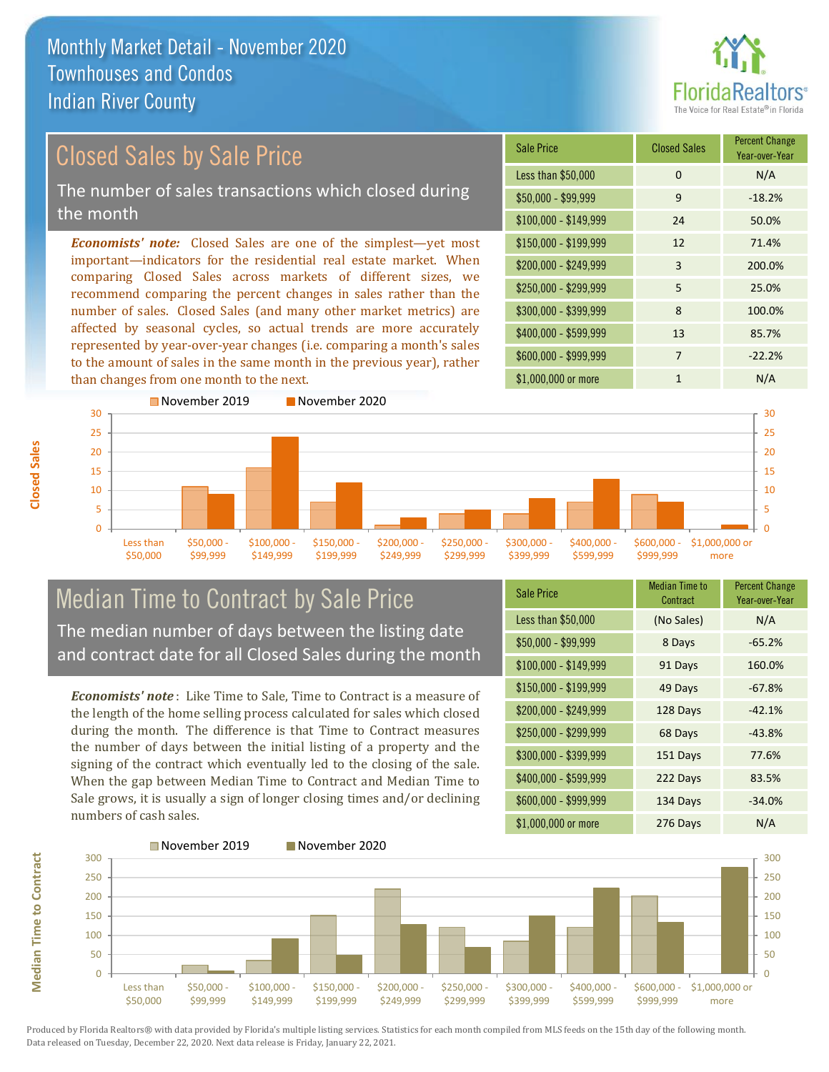# Monthly Market Detail - November 2020
## Townhouses and Condos
## Indian River County

## Closed Sales by Sale Price

The number of sales transactions which closed during the month

*Economists' note:* Closed Sales are one of the simplest—yet most important—indicators for the residential real estate market. When comparing Closed Sales across markets of different sizes, we recommend comparing the percent changes in sales rather than the number of sales. Closed Sales (and many other market metrics) are affected by seasonal cycles, so actual trends are more accurately represented by year-over-year changes (i.e. comparing a month's sales to the amount of sales in the same month in the previous year), rather than changes from one month to the next.

| Sale Price | Closed Sales | Percent Change Year-over-Year |
|---|---|---|
| Less than $50,000 | 0 | N/A |
| $50,000 - $99,999 | 9 | -18.2% |
| $100,000 - $149,999 | 24 | 50.0% |
| $150,000 - $199,999 | 12 | 71.4% |
| $200,000 - $249,999 | 3 | 200.0% |
| $250,000 - $299,999 | 5 | 25.0% |
| $300,000 - $399,999 | 8 | 100.0% |
| $400,000 - $599,999 | 13 | 85.7% |
| $600,000 - $999,999 | 7 | -22.2% |
| $1,000,000 or more | 1 | N/A |

## Median Time to Contract by Sale Price

The median number of days between the listing date and contract date for all Closed Sales during the month

*Economists' note*: Like Time to Sale, Time to Contract is a measure of the length of the home selling process calculated for sales which closed during the month. The difference is that Time to Contract measures the number of days between the initial listing of a property and the signing of the contract which eventually led to the closing of the sale. When the gap between Median Time to Contract and Median Time to Sale grows, it is usually a sign of longer closing times and/or declining numbers of cash sales.

| Sale Price | Median Time to Contract | Percent Change Year-over-Year |
|---|---|---|
| Less than $50,000 | (No Sales) | N/A |
| $50,000 - $99,999 | 8 Days | -65.2% |
| $100,000 - $149,999 | 91 Days | 160.0% |
| $150,000 - $199,999 | 49 Days | -67.8% |
| $200,000 - $249,999 | 128 Days | -42.1% |
| $250,000 - $299,999 | 68 Days | -43.8% |
| $300,000 - $399,999 | 151 Days | 77.6% |
| $400,000 - $599,999 | 222 Days | 83.5% |
| $600,000 - $999,999 | 134 Days | -34.0% |
| $1,000,000 or more | 276 Days | N/A |

Produced by Florida Realtors® with data provided by Florida's multiple listing services. Statistics for each month compiled from MLS feeds on the 15th day of the following month. Data released on Tuesday, December 22, 2020. Next data release is Friday, January 22, 2021.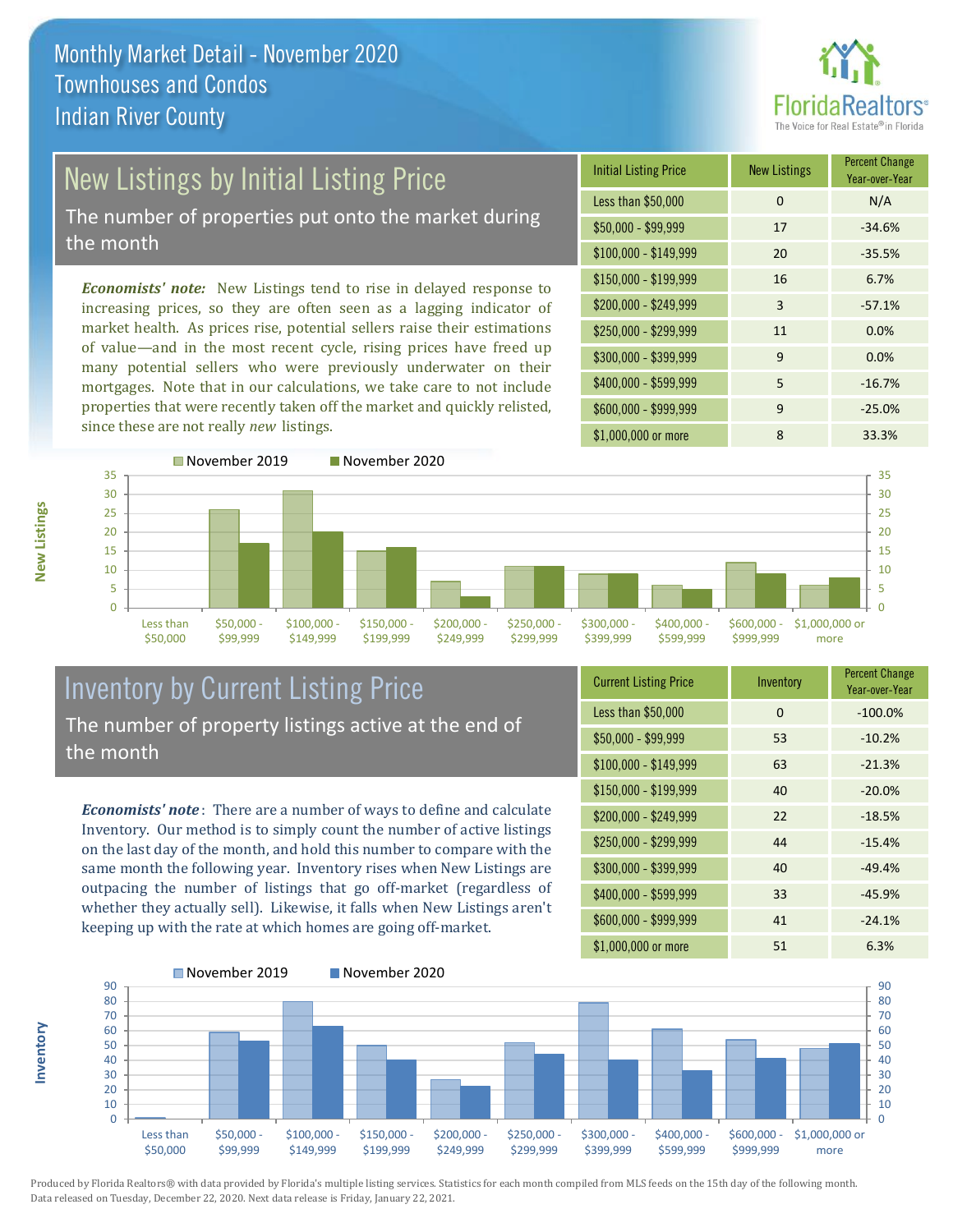# Monthly Market Detail - November 2020
## Townhouses and Condos
## Indian River County

## New Listings by Initial Listing Price

The number of properties put onto the market during the month

*Economists' note*: New Listings tend to rise in delayed response to increasing prices, so they are often seen as a lagging indicator of market health. As prices rise, potential sellers raise their estimations of value—and in the most recent cycle, rising prices have freed up many potential sellers who were previously underwater on their mortgages. Note that in our calculations, we take care to not include properties that were recently taken off the market and quickly relisted, since these are not really *new* listings.

| Initial Listing Price | New Listings | Percent Change Year-over-Year |
|---|---|---|
| Less than $50,000 | 0 | N/A |
| $50,000 - $99,999 | 17 | -34.6% |
| $100,000 - $149,999 | 20 | -35.5% |
| $150,000 - $199,999 | 16 | 6.7% |
| $200,000 - $249,999 | 3 | -57.1% |
| $250,000 - $299,999 | 11 | 0.0% |
| $300,000 - $399,999 | 9 | 0.0% |
| $400,000 - $599,999 | 5 | -16.7% |
| $600,000 - $999,999 | 9 | -25.0% |
| $1,000,000 or more | 8 | 33.3% |

## Inventory by Current Listing Price

The number of property listings active at the end of the month

*Economists' note*: There are a number of ways to define and calculate Inventory. Our method is to simply count the number of active listings on the last day of the month, and hold this number to compare with the same month the following year. Inventory rises when New Listings are outpacing the number of listings that go off-market (regardless of whether they actually sell). Likewise, it falls when New Listings aren't keeping up with the rate at which homes are going off-market.

| Current Listing Price | Inventory | Percent Change Year-over-Year |
|---|---|---|
| Less than $50,000 | 0 | -100.0% |
| $50,000 - $99,999 | 53 | -10.2% |
| $100,000 - $149,999 | 63 | -21.3% |
| $150,000 - $199,999 | 40 | -20.0% |
| $200,000 - $249,999 | 22 | -18.5% |
| $250,000 - $299,999 | 44 | -15.4% |
| $300,000 - $399,999 | 40 | -49.4% |
| $400,000 - $599,999 | 33 | -45.9% |
| $600,000 - $999,999 | 41 | -24.1% |
| $1,000,000 or more | 51 | 6.3% |

Produced by Florida Realtors® with data provided by Florida's multiple listing services. Statistics for each month compiled from MLS feeds on the 15th day of the following month. Data released on Tuesday, December 22, 2020. Next data release is Friday, January 22, 2021.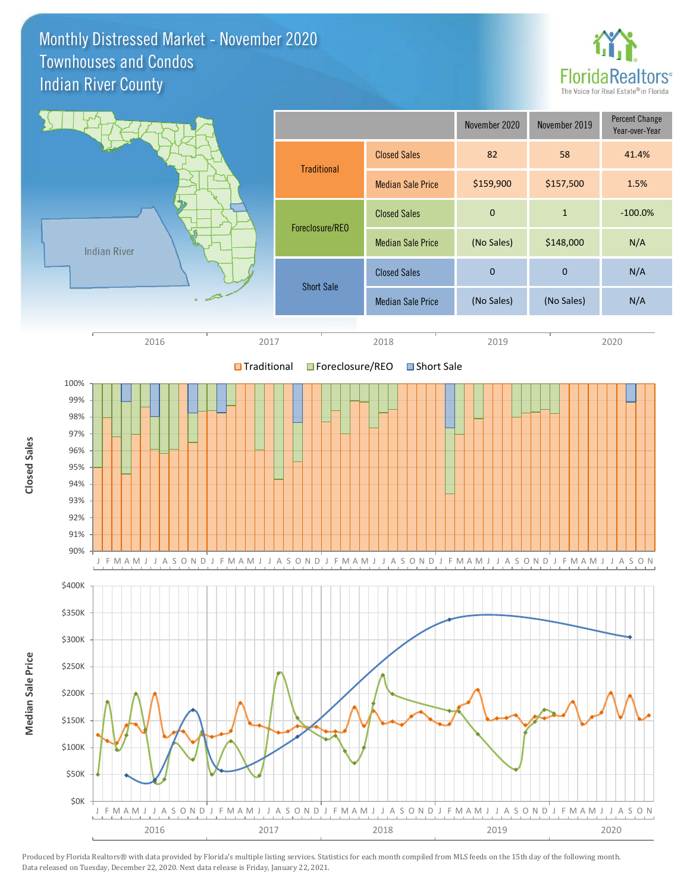# Monthly Distressed Market - November 2020
## Townhouses and Condos
## Indian River County

Florida Realtors® The Voice for Real Estate® in Florida

Indian River

| | | November 2020 | November 2019 | Percent Change Year-over-Year |
|---|---|---|---|---|
| Traditional | Closed Sales | 82 | 58 | 41.4% |
| | Median Sale Price | $159,900 | $157,500 | 1.5% |
| Foreclosure/REO | Closed Sales | 0 | 1 | -100.0% |
| | Median Sale Price | (No Sales) | $148,000 | N/A |
| Short Sale | Closed Sales | 0 | 0 | N/A |
| | Median Sale Price | (No Sales) | (No Sales) | N/A |

2016 2017 2018 2019 2020

Traditional Foreclosure/REO Short Sale

Closed Sales

100% 99% 98% 97% 96% 95% 94% 93% 92% 91% 90%

J F M A M J J A S O N D J F M A M J J A S O N D J F M A M J J A S O N D J F M A M J J A S O N D J F M A M J J A S O N

Median Sale Price

$400K $350K $300K $250K $200K $150K $100K $50K $0K

J F M A M J J A S O N D J F M A M J J A S O N D J F M A M J J A S O N D J F M A M J J A S O N D J F M A M J J A S O N

2016 2017 2018 2019 2020

Produced by Florida Realtors® with data provided by Florida's multiple listing services. Statistics for each month compiled from MLS feeds on the 15th day of the following month. Data released on Tuesday, December 22, 2020. Next data release is Friday, January 22, 2021.